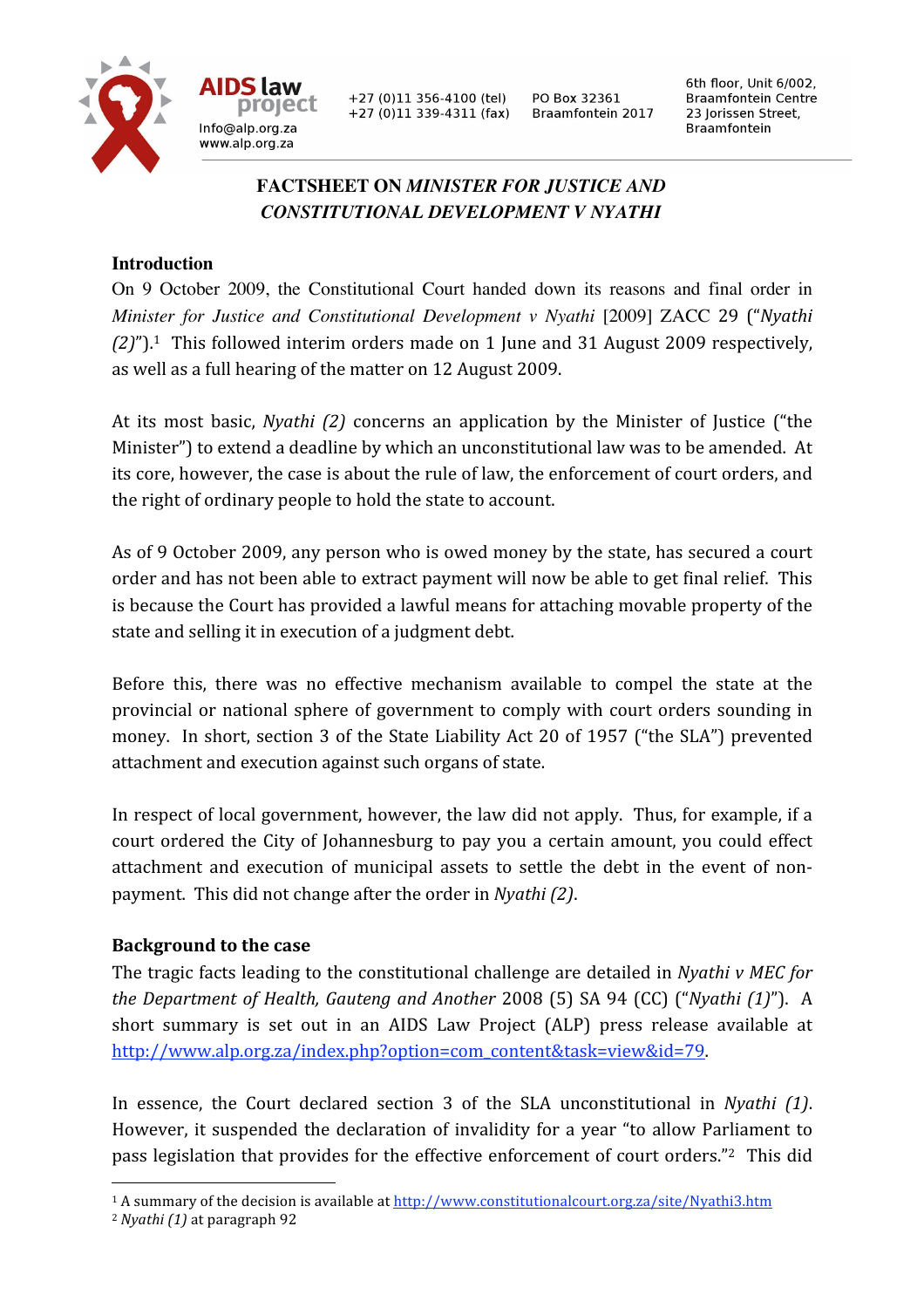AIDS law project

Info@alp.org.za
www.alp.org.za

+27 (0)11 356-4100 (tel)
+27 (0)11 339-4311 (fax)

PO Box 32361
Braamfontein 2017

6th floor, Unit 6/002,
Braamfontein Centre
23 Jorissen Street,
Braamfontein

# FACTSHEET ON *MINISTER FOR JUSTICE AND CONSTITUTIONAL DEVELOPMENT V NYATHI*

## Introduction

On 9 October 2009, the Constitutional Court handed down its reasons and final order in *Minister for Justice and Constitutional Development v Nyathi* [2009] ZACC 29 ("*Nyathi (2)*").[1] This followed interim orders made on 1 June and 31 August 2009 respectively, as well as a full hearing of the matter on 12 August 2009.

At its most basic, *Nyathi (2)* concerns an application by the Minister of Justice ("the Minister") to extend a deadline by which an unconstitutional law was to be amended. At its core, however, the case is about the rule of law, the enforcement of court orders, and the right of ordinary people to hold the state to account.

As of 9 October 2009, any person who is owed money by the state, has secured a court order and has not been able to extract payment will now be able to get final relief. This is because the Court has provided a lawful means for attaching movable property of the state and selling it in execution of a judgment debt.

Before this, there was no effective mechanism available to compel the state at the provincial or national sphere of government to comply with court orders sounding in money. In short, section 3 of the State Liability Act 20 of 1957 ("the SLA") prevented attachment and execution against such organs of state.

In respect of local government, however, the law did not apply. Thus, for example, if a court ordered the City of Johannesburg to pay you a certain amount, you could effect attachment and execution of municipal assets to settle the debt in the event of non-payment. This did not change after the order in *Nyathi (2)*.

## Background to the case

The tragic facts leading to the constitutional challenge are detailed in *Nyathi v MEC for the Department of Health, Gauteng and Another* 2008 (5) SA 94 (CC) ("*Nyathi (1)*"). A short summary is set out in an AIDS Law Project (ALP) press release available at http://www.alp.org.za/index.php?option=com_content&task=view&id=79.

In essence, the Court declared section 3 of the SLA unconstitutional in *Nyathi (1)*. However, it suspended the declaration of invalidity for a year "to allow Parliament to pass legislation that provides for the effective enforcement of court orders."[2] This did

---

[1] A summary of the decision is available at http://www.constitutionalcourt.org.za/site/Nyathi3.htm

[2] *Nyathi (1)* at paragraph 92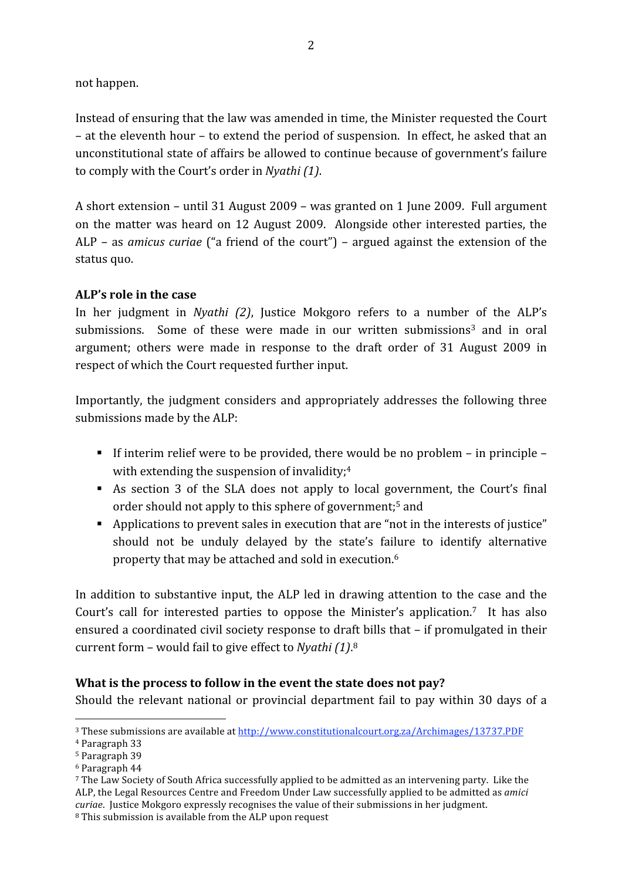not happen.

Instead of ensuring that the law was amended in time, the Minister requested the Court – at the eleventh hour – to extend the period of suspension. In effect, he asked that an unconstitutional state of affairs be allowed to continue because of government's failure to comply with the Court's order in *Nyathi (1)*.

A short extension – until 31 August 2009 – was granted on 1 June 2009. Full argument on the matter was heard on 12 August 2009. Alongside other interested parties, the ALP – as *amicus curiae* ("a friend of the court") – argued against the extension of the status quo.

**ALP's role in the case**

In her judgment in *Nyathi (2)*, Justice Mokgoro refers to a number of the ALP's submissions. Some of these were made in our written submissions[3] and in oral argument; others were made in response to the draft order of 31 August 2009 in respect of which the Court requested further input.

Importantly, the judgment considers and appropriately addresses the following three submissions made by the ALP:

- If interim relief were to be provided, there would be no problem – in principle – with extending the suspension of invalidity;[4]
- As section 3 of the SLA does not apply to local government, the Court's final order should not apply to this sphere of government;[5] and
- Applications to prevent sales in execution that are "not in the interests of justice" should not be unduly delayed by the state's failure to identify alternative property that may be attached and sold in execution.[6]

In addition to substantive input, the ALP led in drawing attention to the case and the Court's call for interested parties to oppose the Minister's application.[7] It has also ensured a coordinated civil society response to draft bills that – if promulgated in their current form – would fail to give effect to *Nyathi (1)*.[8]

**What is the process to follow in the event the state does not pay?**

Should the relevant national or provincial department fail to pay within 30 days of a

[3] These submissions are available at http://www.constitutionalcourt.org.za/Archimages/13737.PDF
[4] Paragraph 33
[5] Paragraph 39
[6] Paragraph 44
[7] The Law Society of South Africa successfully applied to be admitted as an intervening party. Like the ALP, the Legal Resources Centre and Freedom Under Law successfully applied to be admitted as *amici curiae*. Justice Mokgoro expressly recognises the value of their submissions in her judgment.
[8] This submission is available from the ALP upon request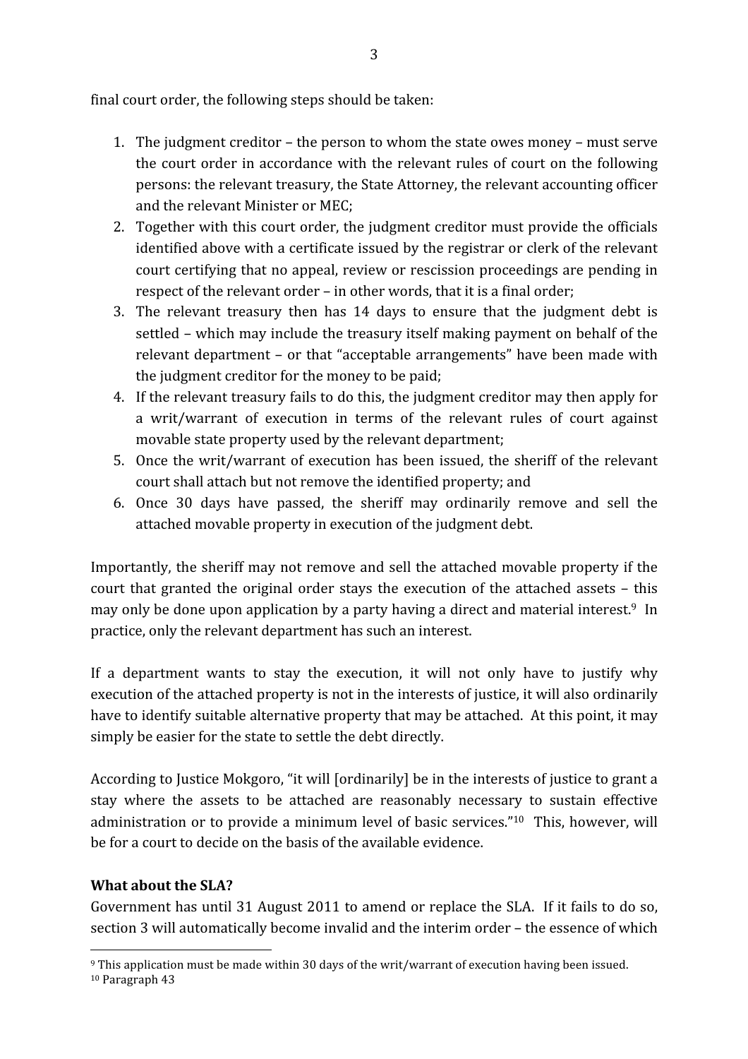final court order, the following steps should be taken:

1. The judgment creditor – the person to whom the state owes money – must serve the court order in accordance with the relevant rules of court on the following persons: the relevant treasury, the State Attorney, the relevant accounting officer and the relevant Minister or MEC;
2. Together with this court order, the judgment creditor must provide the officials identified above with a certificate issued by the registrar or clerk of the relevant court certifying that no appeal, review or rescission proceedings are pending in respect of the relevant order – in other words, that it is a final order;
3. The relevant treasury then has 14 days to ensure that the judgment debt is settled – which may include the treasury itself making payment on behalf of the relevant department – or that "acceptable arrangements" have been made with the judgment creditor for the money to be paid;
4. If the relevant treasury fails to do this, the judgment creditor may then apply for a writ/warrant of execution in terms of the relevant rules of court against movable state property used by the relevant department;
5. Once the writ/warrant of execution has been issued, the sheriff of the relevant court shall attach but not remove the identified property; and
6. Once 30 days have passed, the sheriff may ordinarily remove and sell the attached movable property in execution of the judgment debt.

Importantly, the sheriff may not remove and sell the attached movable property if the court that granted the original order stays the execution of the attached assets – this may only be done upon application by a party having a direct and material interest.[9] In practice, only the relevant department has such an interest.

If a department wants to stay the execution, it will not only have to justify why execution of the attached property is not in the interests of justice, it will also ordinarily have to identify suitable alternative property that may be attached. At this point, it may simply be easier for the state to settle the debt directly.

According to Justice Mokgoro, "it will [ordinarily] be in the interests of justice to grant a stay where the assets to be attached are reasonably necessary to sustain effective administration or to provide a minimum level of basic services."[10] This, however, will be for a court to decide on the basis of the available evidence.

**What about the SLA?**

Government has until 31 August 2011 to amend or replace the SLA. If it fails to do so, section 3 will automatically become invalid and the interim order – the essence of which

---

[9] This application must be made within 30 days of the writ/warrant of execution having been issued.

[10] Paragraph 43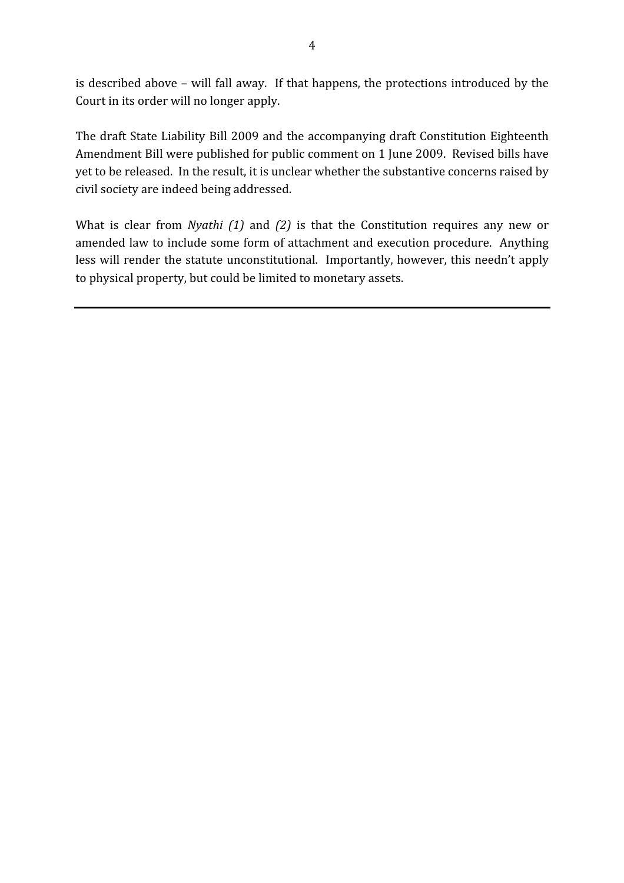is described above – will fall away. If that happens, the protections introduced by the Court in its order will no longer apply.

The draft State Liability Bill 2009 and the accompanying draft Constitution Eighteenth Amendment Bill were published for public comment on 1 June 2009. Revised bills have yet to be released. In the result, it is unclear whether the substantive concerns raised by civil society are indeed being addressed.

What is clear from *Nyathi (1)* and *(2)* is that the Constitution requires any new or amended law to include some form of attachment and execution procedure. Anything less will render the statute unconstitutional. Importantly, however, this needn't apply to physical property, but could be limited to monetary assets.

---